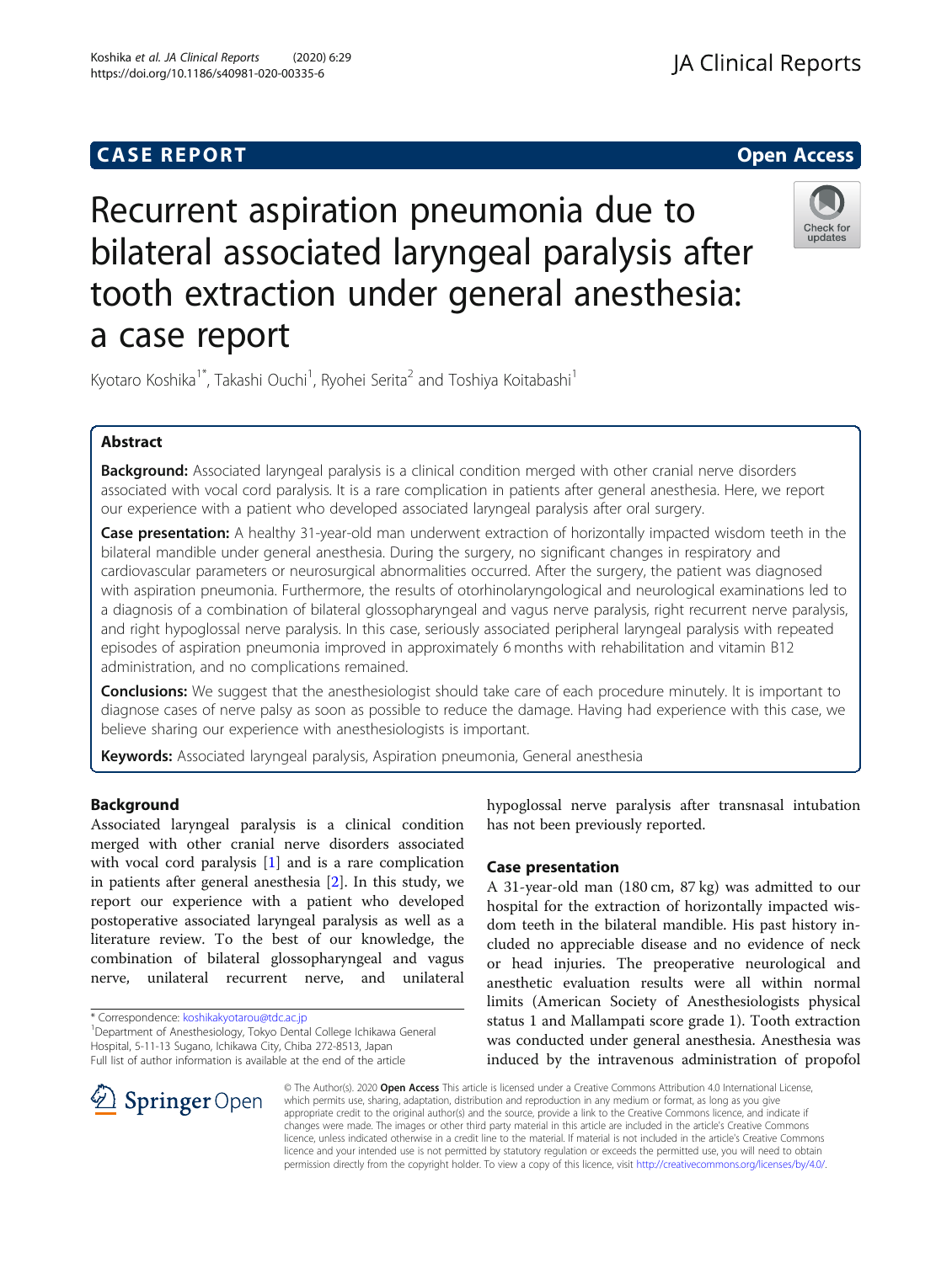CASE REPORT

Open Access

# Recurrent aspiration pneumonia due to bilateral associated laryngeal paralysis after tooth extraction under general anesthesia: a case report

Kyotaro Koshika[1*], Takashi Ouchi[1], Ryohei Serita[2] and Toshiya Koitabashi[1]

## Abstract

**Background:** Associated laryngeal paralysis is a clinical condition merged with other cranial nerve disorders associated with vocal cord paralysis. It is a rare complication in patients after general anesthesia. Here, we report our experience with a patient who developed associated laryngeal paralysis after oral surgery.

**Case presentation:** A healthy 31-year-old man underwent extraction of horizontally impacted wisdom teeth in the bilateral mandible under general anesthesia. During the surgery, no significant changes in respiratory and cardiovascular parameters or neurosurgical abnormalities occurred. After the surgery, the patient was diagnosed with aspiration pneumonia. Furthermore, the results of otorhinolaryngological and neurological examinations led to a diagnosis of a combination of bilateral glossopharyngeal and vagus nerve paralysis, right recurrent nerve paralysis, and right hypoglossal nerve paralysis. In this case, seriously associated peripheral laryngeal paralysis with repeated episodes of aspiration pneumonia improved in approximately 6 months with rehabilitation and vitamin B12 administration, and no complications remained.

**Conclusions:** We suggest that the anesthesiologist should take care of each procedure minutely. It is important to diagnose cases of nerve palsy as soon as possible to reduce the damage. Having had experience with this case, we believe sharing our experience with anesthesiologists is important.

**Keywords:** Associated laryngeal paralysis, Aspiration pneumonia, General anesthesia

## Background

Associated laryngeal paralysis is a clinical condition merged with other cranial nerve disorders associated with vocal cord paralysis [1] and is a rare complication in patients after general anesthesia [2]. In this study, we report our experience with a patient who developed postoperative associated laryngeal paralysis as well as a literature review. To the best of our knowledge, the combination of bilateral glossopharyngeal and vagus nerve, unilateral recurrent nerve, and unilateral hypoglossal nerve paralysis after transnasal intubation has not been previously reported.

## Case presentation

A 31-year-old man (180 cm, 87 kg) was admitted to our hospital for the extraction of horizontally impacted wisdom teeth in the bilateral mandible. His past history included no appreciable disease and no evidence of neck or head injuries. The preoperative neurological and anesthetic evaluation results were all within normal limits (American Society of Anesthesiologists physical status 1 and Mallampati score grade 1). Tooth extraction was conducted under general anesthesia. Anesthesia was induced by the intravenous administration of propofol

* Correspondence: koshikakyotarou@tdc.ac.jp

[1]Department of Anesthesiology, Tokyo Dental College Ichikawa General Hospital, 5-11-13 Sugano, Ichikawa City, Chiba 272-8513, Japan

Full list of author information is available at the end of the article

© The Author(s). 2020 **Open Access** This article is licensed under a Creative Commons Attribution 4.0 International License, which permits use, sharing, adaptation, distribution and reproduction in any medium or format, as long as you give appropriate credit to the original author(s) and the source, provide a link to the Creative Commons licence, and indicate if changes were made. The images or other third party material in this article are included in the article's Creative Commons licence, unless indicated otherwise in a credit line to the material. If material is not included in the article's Creative Commons licence and your intended use is not permitted by statutory regulation or exceeds the permitted use, you will need to obtain permission directly from the copyright holder. To view a copy of this licence, visit http://creativecommons.org/licenses/by/4.0/.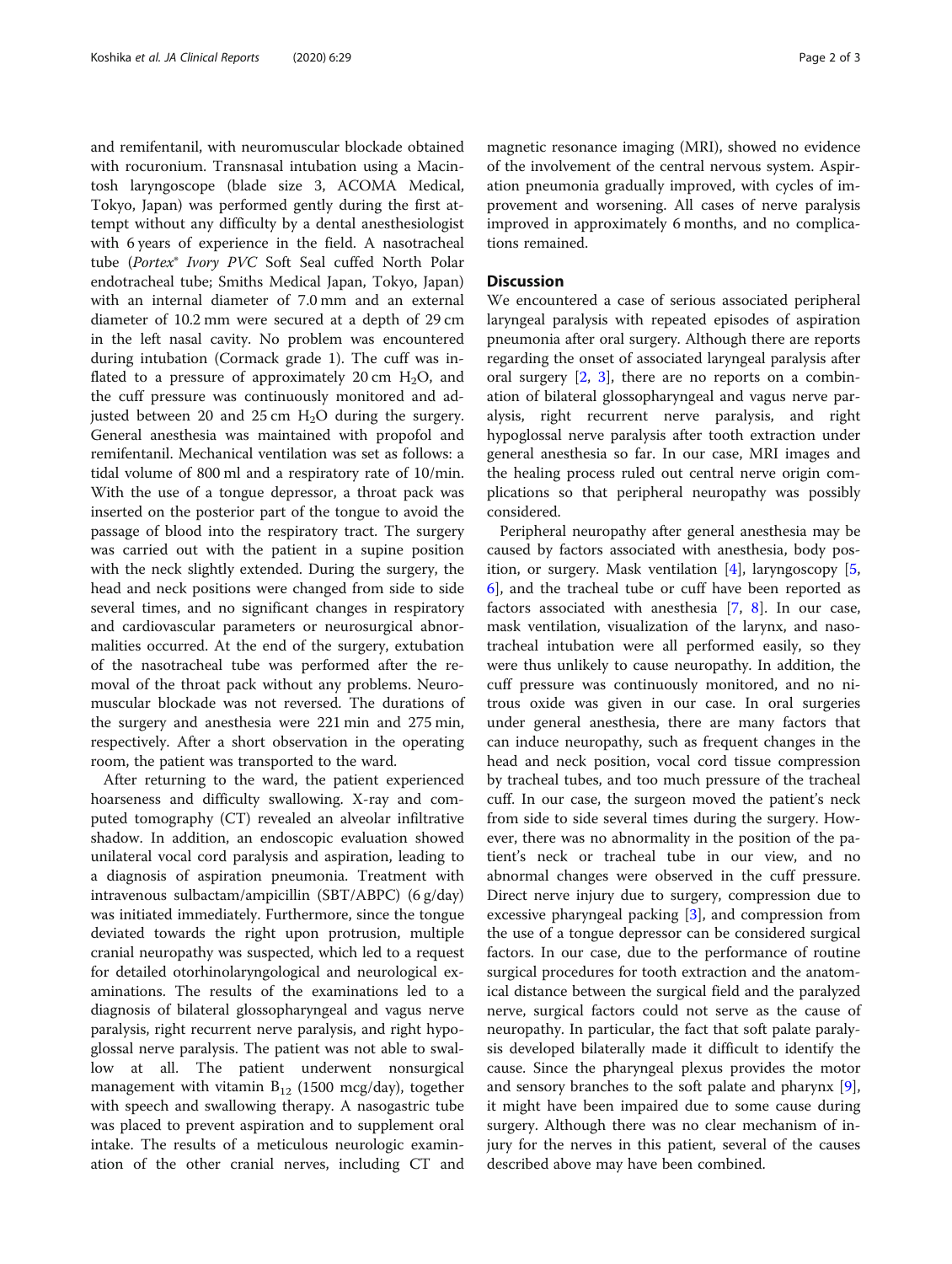and remifentanil, with neuromuscular blockade obtained with rocuronium. Transnasal intubation using a Macintosh laryngoscope (blade size 3, ACOMA Medical, Tokyo, Japan) was performed gently during the first attempt without any difficulty by a dental anesthesiologist with 6 years of experience in the field. A nasotracheal tube (*Portex® Ivory PVC* Soft Seal cuffed North Polar endotracheal tube; Smiths Medical Japan, Tokyo, Japan) with an internal diameter of 7.0 mm and an external diameter of 10.2 mm were secured at a depth of 29 cm in the left nasal cavity. No problem was encountered during intubation (Cormack grade 1). The cuff was inflated to a pressure of approximately 20 cm $H_2O$, and the cuff pressure was continuously monitored and adjusted between 20 and 25 cm $H_2O$ during the surgery. General anesthesia was maintained with propofol and remifentanil. Mechanical ventilation was set as follows: a tidal volume of 800 ml and a respiratory rate of 10/min. With the use of a tongue depressor, a throat pack was inserted on the posterior part of the tongue to avoid the passage of blood into the respiratory tract. The surgery was carried out with the patient in a supine position with the neck slightly extended. During the surgery, the head and neck positions were changed from side to side several times, and no significant changes in respiratory and cardiovascular parameters or neurosurgical abnormalities occurred. At the end of the surgery, extubation of the nasotracheal tube was performed after the removal of the throat pack without any problems. Neuromuscular blockade was not reversed. The durations of the surgery and anesthesia were 221 min and 275 min, respectively. After a short observation in the operating room, the patient was transported to the ward.

After returning to the ward, the patient experienced hoarseness and difficulty swallowing. X-ray and computed tomography (CT) revealed an alveolar infiltrative shadow. In addition, an endoscopic evaluation showed unilateral vocal cord paralysis and aspiration, leading to a diagnosis of aspiration pneumonia. Treatment with intravenous sulbactam/ampicillin (SBT/ABPC) (6 g/day) was initiated immediately. Furthermore, since the tongue deviated towards the right upon protrusion, multiple cranial neuropathy was suspected, which led to a request for detailed otorhinolaryngological and neurological examinations. The results of the examinations led to a diagnosis of bilateral glossopharyngeal and vagus nerve paralysis, right recurrent nerve paralysis, and right hypoglossal nerve paralysis. The patient was not able to swallow at all. The patient underwent nonsurgical management with vitamin $B_{12}$ (1500 mcg/day), together with speech and swallowing therapy. A nasogastric tube was placed to prevent aspiration and to supplement oral intake. The results of a meticulous neurologic examination of the other cranial nerves, including CT and magnetic resonance imaging (MRI), showed no evidence of the involvement of the central nervous system. Aspiration pneumonia gradually improved, with cycles of improvement and worsening. All cases of nerve paralysis improved in approximately 6 months, and no complications remained.

## Discussion

We encountered a case of serious associated peripheral laryngeal paralysis with repeated episodes of aspiration pneumonia after oral surgery. Although there are reports regarding the onset of associated laryngeal paralysis after oral surgery [2, 3], there are no reports on a combination of bilateral glossopharyngeal and vagus nerve paralysis, right recurrent nerve paralysis, and right hypoglossal nerve paralysis after tooth extraction under general anesthesia so far. In our case, MRI images and the healing process ruled out central nerve origin complications so that peripheral neuropathy was possibly considered.

Peripheral neuropathy after general anesthesia may be caused by factors associated with anesthesia, body position, or surgery. Mask ventilation [4], laryngoscopy [5, 6], and the tracheal tube or cuff have been reported as factors associated with anesthesia [7, 8]. In our case, mask ventilation, visualization of the larynx, and nasotracheal intubation were all performed easily, so they were thus unlikely to cause neuropathy. In addition, the cuff pressure was continuously monitored, and no nitrous oxide was given in our case. In oral surgeries under general anesthesia, there are many factors that can induce neuropathy, such as frequent changes in the head and neck position, vocal cord tissue compression by tracheal tubes, and too much pressure of the tracheal cuff. In our case, the surgeon moved the patient's neck from side to side several times during the surgery. However, there was no abnormality in the position of the patient's neck or tracheal tube in our view, and no abnormal changes were observed in the cuff pressure. Direct nerve injury due to surgery, compression due to excessive pharyngeal packing [3], and compression from the use of a tongue depressor can be considered surgical factors. In our case, due to the performance of routine surgical procedures for tooth extraction and the anatomical distance between the surgical field and the paralyzed nerve, surgical factors could not serve as the cause of neuropathy. In particular, the fact that soft palate paralysis developed bilaterally made it difficult to identify the cause. Since the pharyngeal plexus provides the motor and sensory branches to the soft palate and pharynx [9], it might have been impaired due to some cause during surgery. Although there was no clear mechanism of injury for the nerves in this patient, several of the causes described above may have been combined.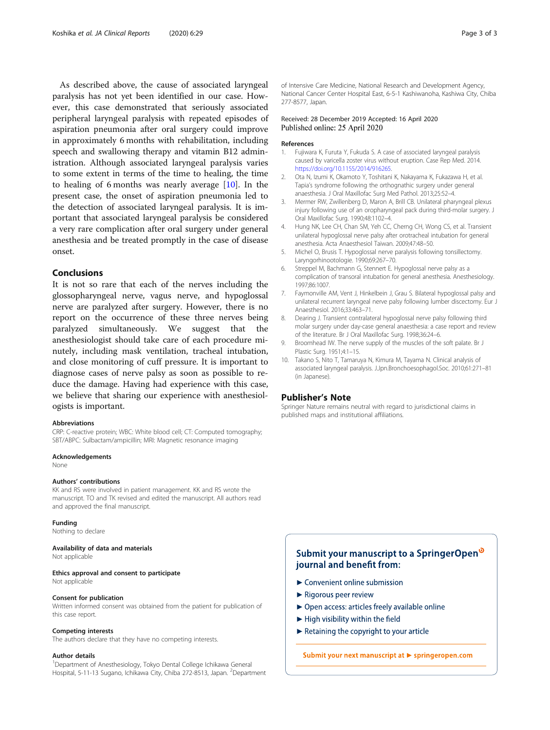As described above, the cause of associated laryngeal paralysis has not yet been identified in our case. However, this case demonstrated that seriously associated peripheral laryngeal paralysis with repeated episodes of aspiration pneumonia after oral surgery could improve in approximately 6 months with rehabilitation, including speech and swallowing therapy and vitamin B12 administration. Although associated laryngeal paralysis varies to some extent in terms of the time to healing, the time to healing of 6 months was nearly average [10]. In the present case, the onset of aspiration pneumonia led to the detection of associated laryngeal paralysis. It is important that associated laryngeal paralysis be considered a very rare complication after oral surgery under general anesthesia and be treated promptly in the case of disease onset.

## Conclusions

It is not so rare that each of the nerves including the glossopharyngeal nerve, vagus nerve, and hypoglossal nerve are paralyzed after surgery. However, there is no report on the occurrence of these three nerves being paralyzed simultaneously. We suggest that the anesthesiologist should take care of each procedure minutely, including mask ventilation, tracheal intubation, and close monitoring of cuff pressure. It is important to diagnose cases of nerve palsy as soon as possible to reduce the damage. Having had experience with this case, we believe that sharing our experience with anesthesiologists is important.

### Abbreviations

CRP: C-reactive protein; WBC: White blood cell; CT: Computed tomography; SBT/ABPC: Sulbactam/ampicillin; MRI: Magnetic resonance imaging

### Acknowledgements

None

### Authors' contributions

KK and RS were involved in patient management. KK and RS wrote the manuscript. TO and TK revised and edited the manuscript. All authors read and approved the final manuscript.

### Funding

Nothing to declare

### Availability of data and materials

Not applicable

### Ethics approval and consent to participate

Not applicable

### Consent for publication

Written informed consent was obtained from the patient for publication of this case report.

### Competing interests

The authors declare that they have no competing interests.

### Author details

[1]Department of Anesthesiology, Tokyo Dental College Ichikawa General Hospital, 5-11-13 Sugano, Ichikawa City, Chiba 272-8513, Japan. [2]Department of Intensive Care Medicine, National Research and Development Agency, National Cancer Center Hospital East, 6-5-1 Kashiwanoha, Kashiwa City, Chiba 277-8577, Japan.

Received: 28 December 2019 Accepted: 16 April 2020
Published online: 25 April 2020

### References

1. Fujiwara K, Furuta Y, Fukuda S. A case of associated laryngeal paralysis caused by varicella zoster virus without eruption. Case Rep Med. 2014. https://doi.org/10.1155/2014/916265.
2. Ota N, Izumi K, Okamoto Y, Toshitani K, Nakayama K, Fukazawa H, et al. Tapia's syndrome following the orthognathic surgery under general anaesthesia. J Oral Maxillofac Surg Med Pathol. 2013;25:52–4.
3. Mermer RW, Zwillenberg D, Maron A, Brill CB. Unilateral pharyngeal plexus injury following use of an oropharyngeal pack during third-molar surgery. J Oral Maxillofac Surg. 1990;48:1102–4.
4. Hung NK, Lee CH, Chan SM, Yeh CC, Cherng CH, Wong CS, et al. Transient unilateral hypoglossal nerve palsy after orotracheal intubation for general anesthesia. Acta Anaesthesiol Taiwan. 2009;47:48–50.
5. Michel O, Brusis T. Hypoglossal nerve paralysis following tonsillectomy. Laryngorhinootologie. 1990;69:267–70.
6. Streppel M, Bachmann G, Stennert E. Hypoglossal nerve palsy as a complication of transoral intubation for general anesthesia. Anesthesiology. 1997;86:1007.
7. Faymonville AM, Vent J, Hinkelbein J, Grau S. Bilateral hypoglossal palsy and unilateral recurrent laryngeal nerve palsy following lumber discectomy. Eur J Anaesthesiol. 2016;33:463–71.
8. Dearing J. Transient contralateral hypoglossal nerve palsy following third molar surgery under day-case general anaesthesia: a case report and review of the literature. Br J Oral Maxillofac Surg. 1998;36:24–6.
9. Broomhead IW. The nerve supply of the muscles of the soft palate. Br J Plastic Surg. 1951;4:1–15.
10. Takano S, Nito T, Tamaruya N, Kimura M, Tayama N. Clinical analysis of associated laryngeal paralysis. J.Jpn.Bronchoesophagol.Soc. 2010;61:271–81 (in Japanese).

## Publisher's Note

Springer Nature remains neutral with regard to jurisdictional claims in published maps and institutional affiliations.